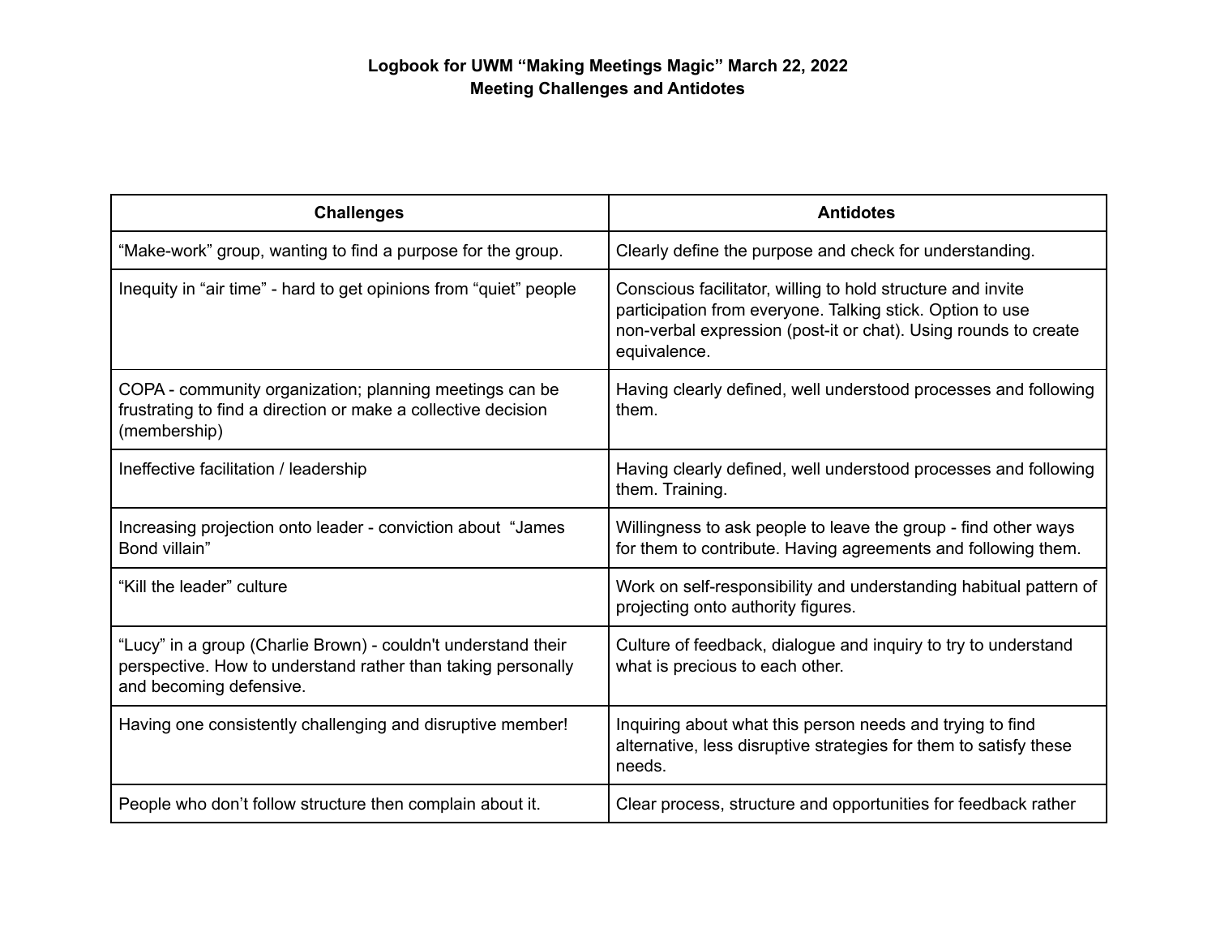**Logbook for UWM "Making Meetings Magic" March 22, 2022**
**Meeting Challenges and Antidotes**

| Challenges | Antidotes |
|---|---|
| "Make-work" group, wanting to find a purpose for the group. | Clearly define the purpose and check for understanding. |
| Inequity in "air time" - hard to get opinions from "quiet" people | Conscious facilitator, willing to hold structure and invite participation from everyone. Talking stick. Option to use non-verbal expression (post-it or chat). Using rounds to create equivalence. |
| COPA - community organization; planning meetings can be frustrating to find a direction or make a collective decision (membership) | Having clearly defined, well understood processes and following them. |
| Ineffective facilitation / leadership | Having clearly defined, well understood processes and following them. Training. |
| Increasing projection onto leader - conviction about "James Bond villain" | Willingness to ask people to leave the group - find other ways for them to contribute. Having agreements and following them. |
| "Kill the leader" culture | Work on self-responsibility and understanding habitual pattern of projecting onto authority figures. |
| "Lucy" in a group (Charlie Brown) - couldn't understand their perspective. How to understand rather than taking personally and becoming defensive. | Culture of feedback, dialogue and inquiry to try to understand what is precious to each other. |
| Having one consistently challenging and disruptive member! | Inquiring about what this person needs and trying to find alternative, less disruptive strategies for them to satisfy these needs. |
| People who don't follow structure then complain about it. | Clear process, structure and opportunities for feedback rather |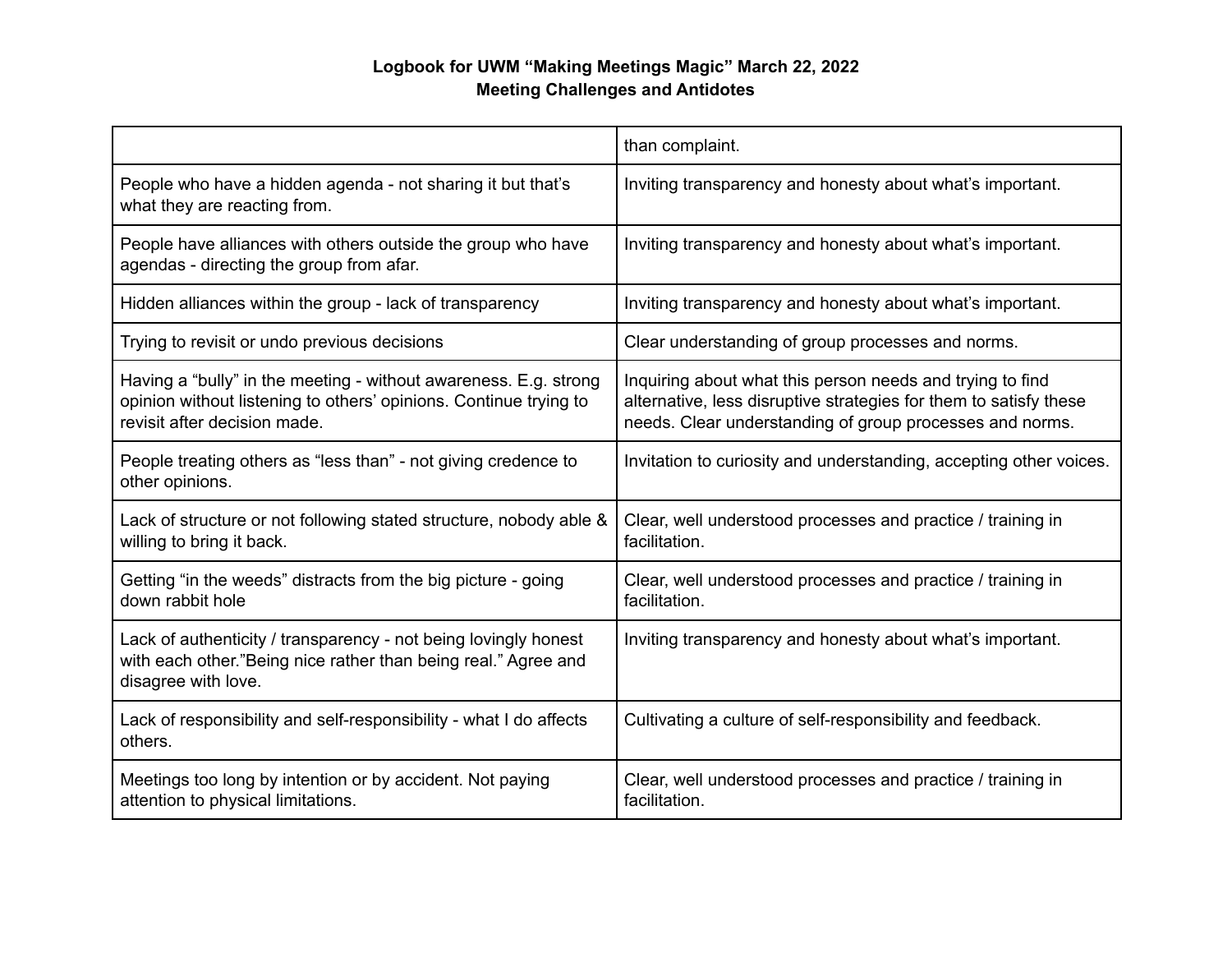**Logbook for UWM "Making Meetings Magic" March 22, 2022**
**Meeting Challenges and Antidotes**

| | |
|---|---|
| | than complaint. |
| People who have a hidden agenda - not sharing it but that's what they are reacting from. | Inviting transparency and honesty about what's important. |
| People have alliances with others outside the group who have agendas - directing the group from afar. | Inviting transparency and honesty about what's important. |
| Hidden alliances within the group - lack of transparency | Inviting transparency and honesty about what's important. |
| Trying to revisit or undo previous decisions | Clear understanding of group processes and norms. |
| Having a "bully" in the meeting - without awareness. E.g. strong opinion without listening to others' opinions. Continue trying to revisit after decision made. | Inquiring about what this person needs and trying to find alternative, less disruptive strategies for them to satisfy these needs. Clear understanding of group processes and norms. |
| People treating others as "less than" - not giving credence to other opinions. | Invitation to curiosity and understanding, accepting other voices. |
| Lack of structure or not following stated structure, nobody able & willing to bring it back. | Clear, well understood processes and practice / training in facilitation. |
| Getting "in the weeds" distracts from the big picture - going down rabbit hole | Clear, well understood processes and practice / training in facilitation. |
| Lack of authenticity / transparency - not being lovingly honest with each other."Being nice rather than being real." Agree and disagree with love. | Inviting transparency and honesty about what's important. |
| Lack of responsibility and self-responsibility - what I do affects others. | Cultivating a culture of self-responsibility and feedback. |
| Meetings too long by intention or by accident. Not paying attention to physical limitations. | Clear, well understood processes and practice / training in facilitation. |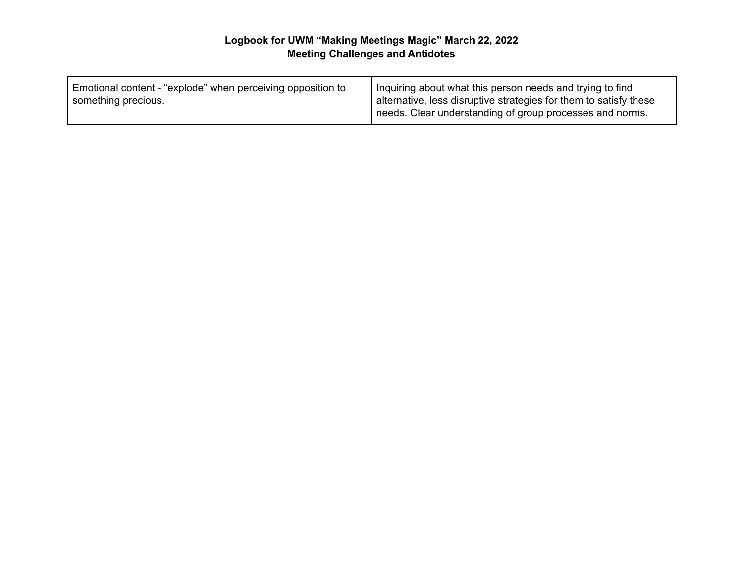**Logbook for UWM "Making Meetings Magic" March 22, 2022**
**Meeting Challenges and Antidotes**

| | |
|---|---|
| Emotional content - "explode" when perceiving opposition to something precious. | Inquiring about what this person needs and trying to find alternative, less disruptive strategies for them to satisfy these needs. Clear understanding of group processes and norms. |